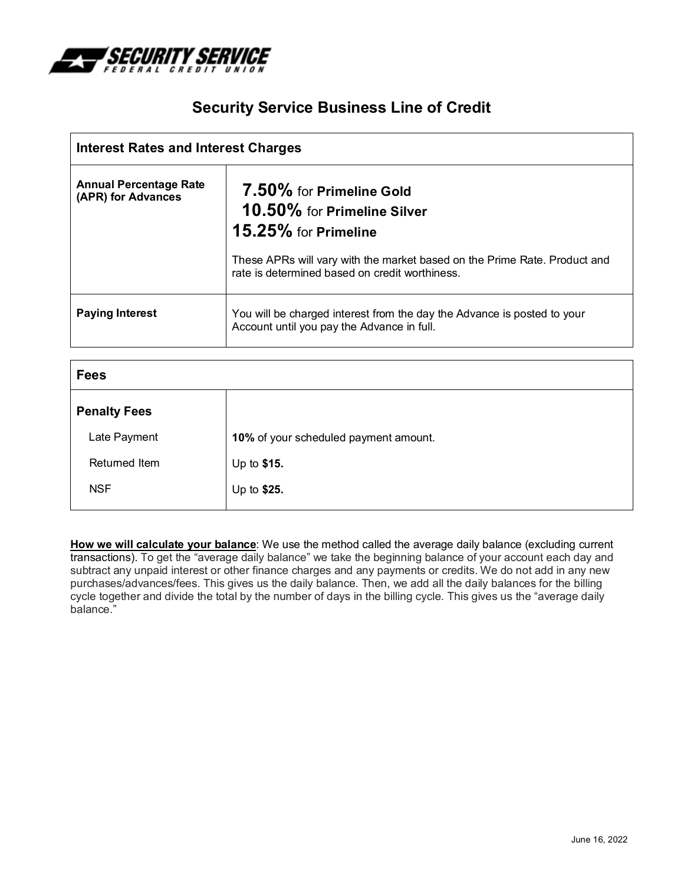# Security Service Business Line of Credit

| Interest Rates and Interest Charges | |
|---|---|
| **Annual Percentage Rate (APR) for Advances** | **7.50%** for **Primeline Gold**<br>**10.50%** for **Primeline Silver**<br>**15.25%** for **Primeline**<br><br>These APRs will vary with the market based on the Prime Rate. Product and rate is determined based on credit worthiness. |
| **Paying Interest** | You will be charged interest from the day the Advance is posted to your Account until you pay the Advance in full. |

| Fees | |
|---|---|
| **Penalty Fees** | |
| Late Payment | **10%** of your scheduled payment amount. |
| Returned Item | Up to **$15.** |
| NSF | Up to **$25.** |

**How we will calculate your balance**: We use the method called the average daily balance (excluding current transactions). To get the "average daily balance" we take the beginning balance of your account each day and subtract any unpaid interest or other finance charges and any payments or credits. We do not add in any new purchases/advances/fees. This gives us the daily balance. Then, we add all the daily balances for the billing cycle together and divide the total by the number of days in the billing cycle. This gives us the "average daily balance."

June 16, 2022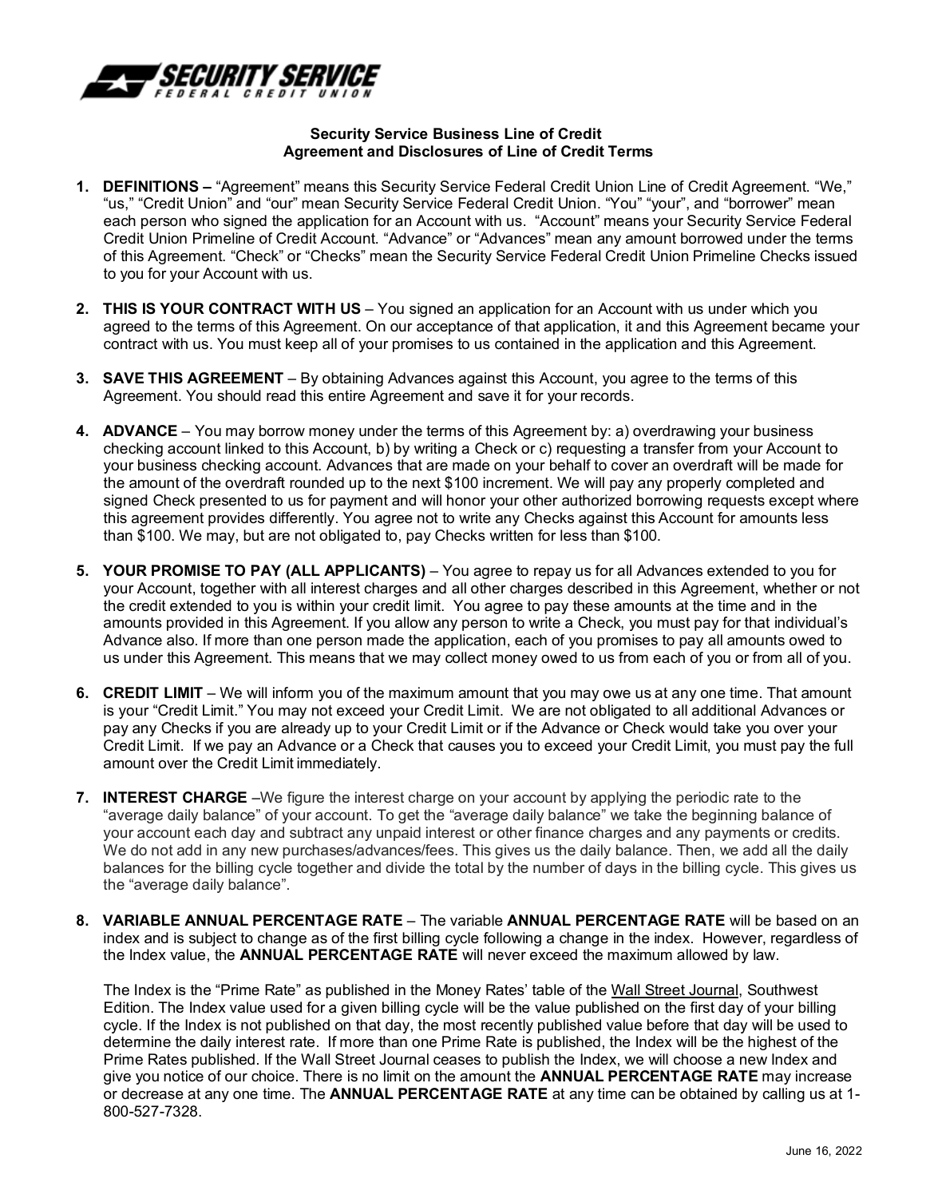**SECURITY SERVICE**
FEDERAL CREDIT UNION

**Security Service Business Line of Credit**
**Agreement and Disclosures of Line of Credit Terms**

1. **DEFINITIONS –** "Agreement" means this Security Service Federal Credit Union Line of Credit Agreement. "We," "us," "Credit Union" and "our" mean Security Service Federal Credit Union. "You" "your", and "borrower" mean each person who signed the application for an Account with us. "Account" means your Security Service Federal Credit Union Primeline of Credit Account. "Advance" or "Advances" mean any amount borrowed under the terms of this Agreement. "Check" or "Checks" mean the Security Service Federal Credit Union Primeline Checks issued to you for your Account with us.

2. **THIS IS YOUR CONTRACT WITH US** – You signed an application for an Account with us under which you agreed to the terms of this Agreement. On our acceptance of that application, it and this Agreement became your contract with us. You must keep all of your promises to us contained in the application and this Agreement.

3. **SAVE THIS AGREEMENT** – By obtaining Advances against this Account, you agree to the terms of this Agreement. You should read this entire Agreement and save it for your records.

4. **ADVANCE** – You may borrow money under the terms of this Agreement by: a) overdrawing your business checking account linked to this Account, b) by writing a Check or c) requesting a transfer from your Account to your business checking account. Advances that are made on your behalf to cover an overdraft will be made for the amount of the overdraft rounded up to the next $100 increment. We will pay any properly completed and signed Check presented to us for payment and will honor your other authorized borrowing requests except where this agreement provides differently. You agree not to write any Checks against this Account for amounts less than $100. We may, but are not obligated to, pay Checks written for less than $100.

5. **YOUR PROMISE TO PAY (ALL APPLICANTS)** – You agree to repay us for all Advances extended to you for your Account, together with all interest charges and all other charges described in this Agreement, whether or not the credit extended to you is within your credit limit. You agree to pay these amounts at the time and in the amounts provided in this Agreement. If you allow any person to write a Check, you must pay for that individual's Advance also. If more than one person made the application, each of you promises to pay all amounts owed to us under this Agreement. This means that we may collect money owed to us from each of you or from all of you.

6. **CREDIT LIMIT** – We will inform you of the maximum amount that you may owe us at any one time. That amount is your "Credit Limit." You may not exceed your Credit Limit. We are not obligated to all additional Advances or pay any Checks if you are already up to your Credit Limit or if the Advance or Check would take you over your Credit Limit. If we pay an Advance or a Check that causes you to exceed your Credit Limit, you must pay the full amount over the Credit Limit immediately.

7. **INTEREST CHARGE** –We figure the interest charge on your account by applying the periodic rate to the "average daily balance" of your account. To get the "average daily balance" we take the beginning balance of your account each day and subtract any unpaid interest or other finance charges and any payments or credits. We do not add in any new purchases/advances/fees. This gives us the daily balance. Then, we add all the daily balances for the billing cycle together and divide the total by the number of days in the billing cycle. This gives us the "average daily balance".

8. **VARIABLE ANNUAL PERCENTAGE RATE** – The variable **ANNUAL PERCENTAGE RATE** will be based on an index and is subject to change as of the first billing cycle following a change in the index. However, regardless of the Index value, the **ANNUAL PERCENTAGE RATE** will never exceed the maximum allowed by law.

   The Index is the "Prime Rate" as published in the Money Rates' table of the Wall Street Journal, Southwest Edition. The Index value used for a given billing cycle will be the value published on the first day of your billing cycle. If the Index is not published on that day, the most recently published value before that day will be used to determine the daily interest rate. If more than one Prime Rate is published, the Index will be the highest of the Prime Rates published. If the Wall Street Journal ceases to publish the Index, we will choose a new Index and give you notice of our choice. There is no limit on the amount the **ANNUAL PERCENTAGE RATE** may increase or decrease at any one time. The **ANNUAL PERCENTAGE RATE** at any time can be obtained by calling us at 1-800-527-7328.

June 16, 2022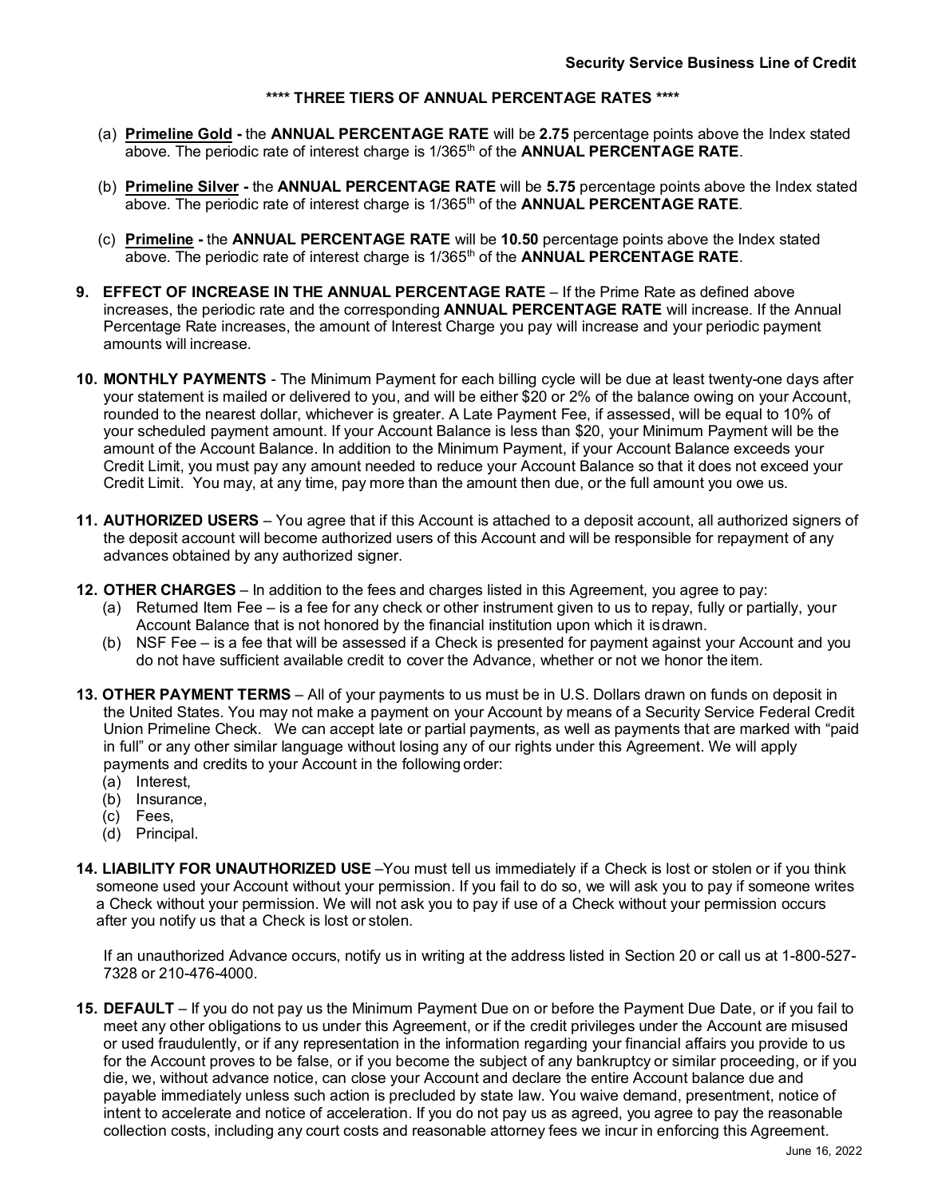**\*\*\*\* THREE TIERS OF ANNUAL PERCENTAGE RATES \*\*\*\***

(a) **<u>Primeline Gold</u> -** the **ANNUAL PERCENTAGE RATE** will be **2.75** percentage points above the Index stated above. The periodic rate of interest charge is 1/365th of the **ANNUAL PERCENTAGE RATE**.

(b) **<u>Primeline Silver</u> -** the **ANNUAL PERCENTAGE RATE** will be **5.75** percentage points above the Index stated above. The periodic rate of interest charge is 1/365th of the **ANNUAL PERCENTAGE RATE**.

(c) **<u>Primeline</u> -** the **ANNUAL PERCENTAGE RATE** will be **10.50** percentage points above the Index stated above. The periodic rate of interest charge is 1/365th of the **ANNUAL PERCENTAGE RATE**.

**9. EFFECT OF INCREASE IN THE ANNUAL PERCENTAGE RATE** – If the Prime Rate as defined above increases, the periodic rate and the corresponding **ANNUAL PERCENTAGE RATE** will increase. If the Annual Percentage Rate increases, the amount of Interest Charge you pay will increase and your periodic payment amounts will increase.

**10. MONTHLY PAYMENTS** - The Minimum Payment for each billing cycle will be due at least twenty-one days after your statement is mailed or delivered to you, and will be either $20 or 2% of the balance owing on your Account, rounded to the nearest dollar, whichever is greater. A Late Payment Fee, if assessed, will be equal to 10% of your scheduled payment amount. If your Account Balance is less than $20, your Minimum Payment will be the amount of the Account Balance. In addition to the Minimum Payment, if your Account Balance exceeds your Credit Limit, you must pay any amount needed to reduce your Account Balance so that it does not exceed your Credit Limit. You may, at any time, pay more than the amount then due, or the full amount you owe us.

**11. AUTHORIZED USERS** – You agree that if this Account is attached to a deposit account, all authorized signers of the deposit account will become authorized users of this Account and will be responsible for repayment of any advances obtained by any authorized signer.

**12. OTHER CHARGES** – In addition to the fees and charges listed in this Agreement, you agree to pay:

(a) Returned Item Fee – is a fee for any check or other instrument given to us to repay, fully or partially, your Account Balance that is not honored by the financial institution upon which it is drawn.

(b) NSF Fee – is a fee that will be assessed if a Check is presented for payment against your Account and you do not have sufficient available credit to cover the Advance, whether or not we honor the item.

**13. OTHER PAYMENT TERMS** – All of your payments to us must be in U.S. Dollars drawn on funds on deposit in the United States. You may not make a payment on your Account by means of a Security Service Federal Credit Union Primeline Check. We can accept late or partial payments, as well as payments that are marked with "paid in full" or any other similar language without losing any of our rights under this Agreement. We will apply payments and credits to your Account in the following order:

(a) Interest,
(b) Insurance,
(c) Fees,
(d) Principal.

**14. LIABILITY FOR UNAUTHORIZED USE** –You must tell us immediately if a Check is lost or stolen or if you think someone used your Account without your permission. If you fail to do so, we will ask you to pay if someone writes a Check without your permission. We will not ask you to pay if use of a Check without your permission occurs after you notify us that a Check is lost or stolen.

If an unauthorized Advance occurs, notify us in writing at the address listed in Section 20 or call us at 1-800-527-7328 or 210-476-4000.

**15. DEFAULT** – If you do not pay us the Minimum Payment Due on or before the Payment Due Date, or if you fail to meet any other obligations to us under this Agreement, or if the credit privileges under the Account are misused or used fraudulently, or if any representation in the information regarding your financial affairs you provide to us for the Account proves to be false, or if you become the subject of any bankruptcy or similar proceeding, or if you die, we, without advance notice, can close your Account and declare the entire Account balance due and payable immediately unless such action is precluded by state law. You waive demand, presentment, notice of intent to accelerate and notice of acceleration. If you do not pay us as agreed, you agree to pay the reasonable collection costs, including any court costs and reasonable attorney fees we incur in enforcing this Agreement.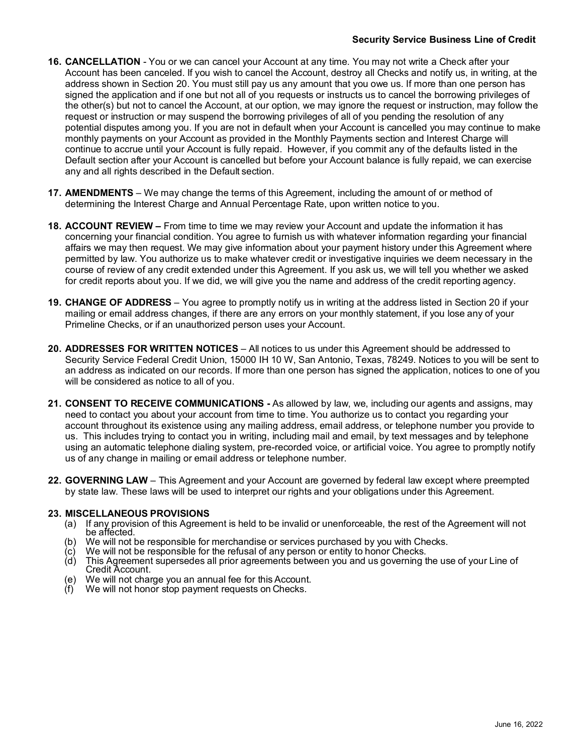16. **CANCELLATION** - You or we can cancel your Account at any time. You may not write a Check after your Account has been canceled. If you wish to cancel the Account, destroy all Checks and notify us, in writing, at the address shown in Section 20. You must still pay us any amount that you owe us. If more than one person has signed the application and if one but not all of you requests or instructs us to cancel the borrowing privileges of the other(s) but not to cancel the Account, at our option, we may ignore the request or instruction, may follow the request or instruction or may suspend the borrowing privileges of all of you pending the resolution of any potential disputes among you. If you are not in default when your Account is cancelled you may continue to make monthly payments on your Account as provided in the Monthly Payments section and Interest Charge will continue to accrue until your Account is fully repaid. However, if you commit any of the defaults listed in the Default section after your Account is cancelled but before your Account balance is fully repaid, we can exercise any and all rights described in the Default section.

17. **AMENDMENTS** – We may change the terms of this Agreement, including the amount of or method of determining the Interest Charge and Annual Percentage Rate, upon written notice to you.

18. **ACCOUNT REVIEW –** From time to time we may review your Account and update the information it has concerning your financial condition. You agree to furnish us with whatever information regarding your financial affairs we may then request. We may give information about your payment history under this Agreement where permitted by law. You authorize us to make whatever credit or investigative inquiries we deem necessary in the course of review of any credit extended under this Agreement. If you ask us, we will tell you whether we asked for credit reports about you. If we did, we will give you the name and address of the credit reporting agency.

19. **CHANGE OF ADDRESS** – You agree to promptly notify us in writing at the address listed in Section 20 if your mailing or email address changes, if there are any errors on your monthly statement, if you lose any of your Primeline Checks, or if an unauthorized person uses your Account.

20. **ADDRESSES FOR WRITTEN NOTICES** – All notices to us under this Agreement should be addressed to Security Service Federal Credit Union, 15000 IH 10 W, San Antonio, Texas, 78249. Notices to you will be sent to an address as indicated on our records. If more than one person has signed the application, notices to one of you will be considered as notice to all of you.

21. **CONSENT TO RECEIVE COMMUNICATIONS -** As allowed by law, we, including our agents and assigns, may need to contact you about your account from time to time. You authorize us to contact you regarding your account throughout its existence using any mailing address, email address, or telephone number you provide to us. This includes trying to contact you in writing, including mail and email, by text messages and by telephone using an automatic telephone dialing system, pre-recorded voice, or artificial voice. You agree to promptly notify us of any change in mailing or email address or telephone number.

22. **GOVERNING LAW** – This Agreement and your Account are governed by federal law except where preempted by state law. These laws will be used to interpret our rights and your obligations under this Agreement.

23. **MISCELLANEOUS PROVISIONS**
    (a) If any provision of this Agreement is held to be invalid or unenforceable, the rest of the Agreement will not be affected.
    (b) We will not be responsible for merchandise or services purchased by you with Checks.
    (c) We will not be responsible for the refusal of any person or entity to honor Checks.
    (d) This Agreement supersedes all prior agreements between you and us governing the use of your Line of Credit Account.
    (e) We will not charge you an annual fee for this Account.
    (f) We will not honor stop payment requests on Checks.

June 16, 2022